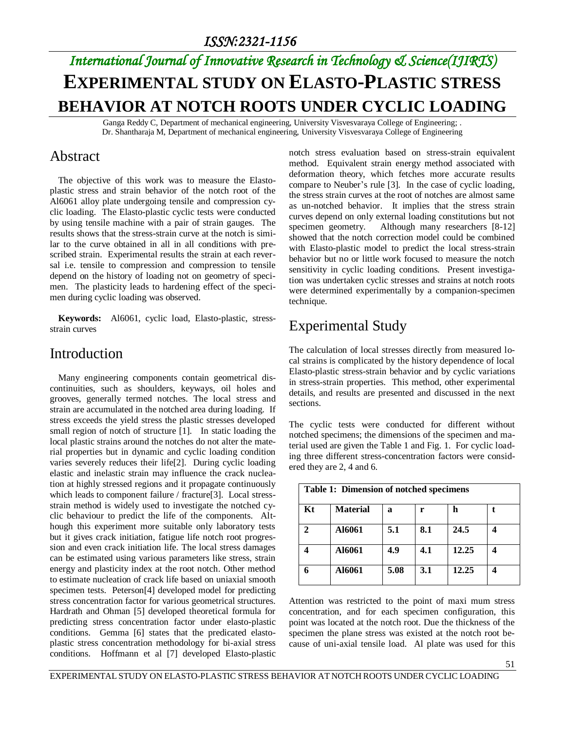ISSN:2321-1156

*International Journal of Innovative Research in Technology & Science(IJIRTS)*

# EXPERIMENTAL STUDY ON ELASTO-PLASTIC STRESS BEHAVIOR AT NOTCH ROOTS UNDER CYCLIC LOADING

Ganga Reddy C, Department of mechanical engineering, University Visvesvaraya College of Engineering; .
Dr. Shantharaja M, Department of mechanical engineering, University Visvesvaraya College of Engineering

## Abstract

The objective of this work was to measure the Elasto-plastic stress and strain behavior of the notch root of the Al6061 alloy plate undergoing tensile and compression cyclic loading. The Elasto-plastic cyclic tests were conducted by using tensile machine with a pair of strain gauges. The results shows that the stress-strain curve at the notch is similar to the curve obtained in all in all conditions with prescribed strain. Experimental results the strain at each reversal i.e. tensile to compression and compression to tensile depend on the history of loading not on geometry of specimen. The plasticity leads to hardening effect of the specimen during cyclic loading was observed.

**Keywords:** Al6061, cyclic load, Elasto-plastic, stress-strain curves

## Introduction

Many engineering components contain geometrical discontinuities, such as shoulders, keyways, oil holes and grooves, generally termed notches. The local stress and strain are accumulated in the notched area during loading. If stress exceeds the yield stress the plastic stresses developed small region of notch of structure [1]. In static loading the local plastic strains around the notches do not alter the material properties but in dynamic and cyclic loading condition varies severely reduces their life[2]. During cyclic loading elastic and inelastic strain may influence the crack nucleation at highly stressed regions and it propagate continuously which leads to component failure / fracture[3]. Local stress-strain method is widely used to investigate the notched cyclic behaviour to predict the life of the components. Although this experiment more suitable only laboratory tests but it gives crack initiation, fatigue life notch root progression and even crack initiation life. The local stress damages can be estimated using various parameters like stress, strain energy and plasticity index at the root notch. Other method to estimate nucleation of crack life based on uniaxial smooth specimen tests. Peterson[4] developed model for predicting stress concentration factor for various geometrical structures. Hardrath and Ohman [5] developed theoretical formula for predicting stress concentration factor under elasto-plastic conditions. Gemma [6] states that the predicated elasto-plastic stress concentration methodology for bi-axial stress conditions. Hoffmann et al [7] developed Elasto-plastic notch stress evaluation based on stress-strain equivalent method. Equivalent strain energy method associated with deformation theory, which fetches more accurate results compare to Neuber's rule [3]. In the case of cyclic loading, the stress strain curves at the root of notches are almost same as un-notched behavior. It implies that the stress strain curves depend on only external loading constitutions but not specimen geometry. Although many researchers [8-12] showed that the notch correction model could be combined with Elasto-plastic model to predict the local stress-strain behavior but no or little work focused to measure the notch sensitivity in cyclic loading conditions. Present investigation was undertaken cyclic stresses and strains at notch roots were determined experimentally by a companion-specimen technique.

## Experimental Study

The calculation of local stresses directly from measured local strains is complicated by the history dependence of local Elasto-plastic stress-strain behavior and by cyclic variations in stress-strain properties. This method, other experimental details, and results are presented and discussed in the next sections.

The cyclic tests were conducted for different without notched specimens; the dimensions of the specimen and material used are given the Table 1 and Fig. 1. For cyclic loading three different stress-concentration factors were considered they are 2, 4 and 6.

**Table 1: Dimension of notched specimens**

| Kt | Material | a | r | h | t |
|---|---|---|---|---|---|
| 2 | Al6061 | 5.1 | 8.1 | 24.5 | 4 |
| 4 | Al6061 | 4.9 | 4.1 | 12.25 | 4 |
| 6 | Al6061 | 5.08 | 3.1 | 12.25 | 4 |

Attention was restricted to the point of maxi mum stress concentration, and for each specimen configuration, this point was located at the notch root. Due the thickness of the specimen the plane stress was existed at the notch root because of uni-axial tensile load. Al plate was used for this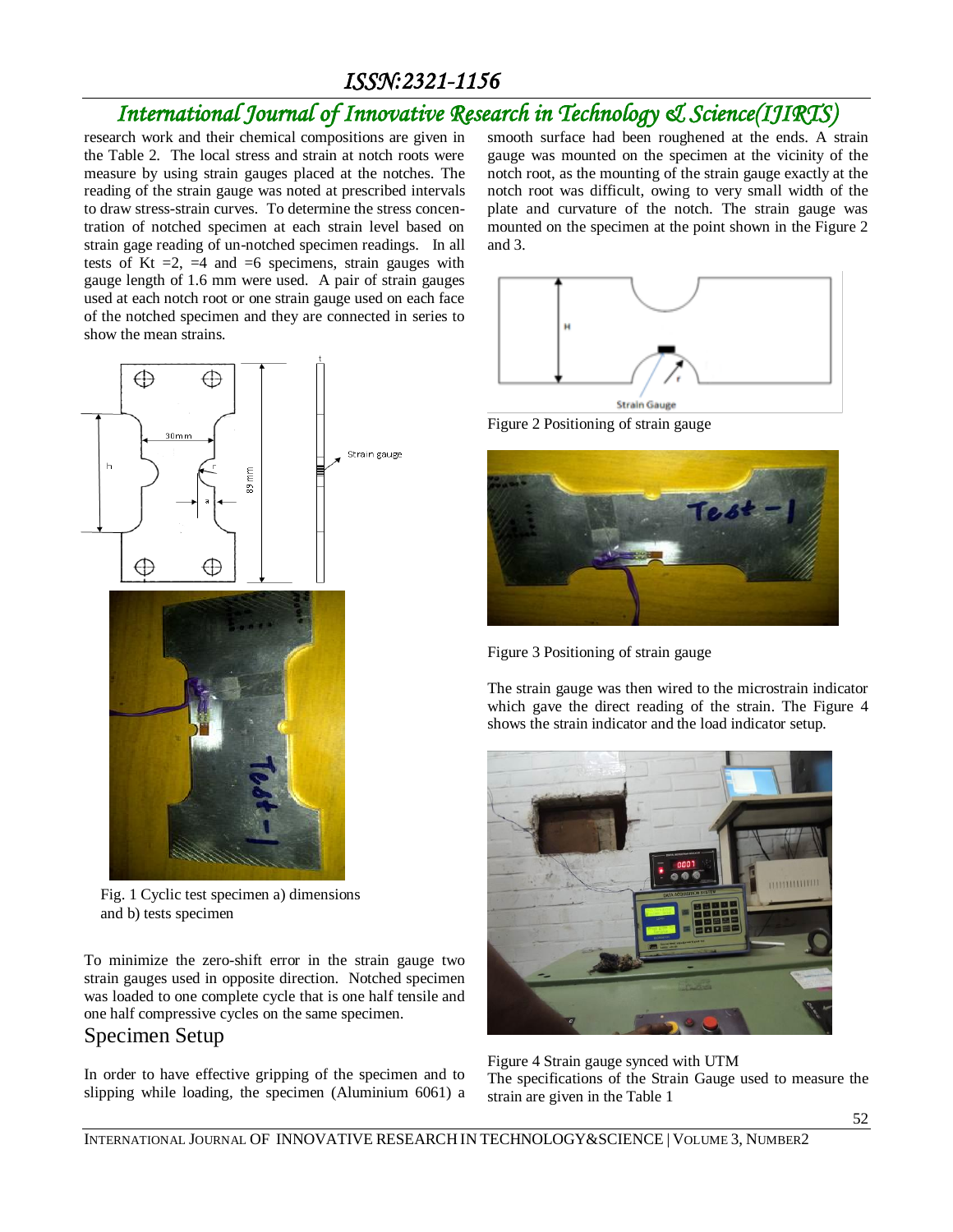research work and their chemical compositions are given in the Table 2. The local stress and strain at notch roots were measure by using strain gauges placed at the notches. The reading of the strain gauge was noted at prescribed intervals to draw stress-strain curves. To determine the stress concentration of notched specimen at each strain level based on strain gage reading of un-notched specimen readings. In all tests of Kt =2, =4 and =6 specimens, strain gauges with gauge length of 1.6 mm were used. A pair of strain gauges used at each notch root or one strain gauge used on each face of the notched specimen and they are connected in series to show the mean strains.

Fig. 1 Cyclic test specimen a) dimensions and b) tests specimen

To minimize the zero-shift error in the strain gauge two strain gauges used in opposite direction. Notched specimen was loaded to one complete cycle that is one half tensile and one half compressive cycles on the same specimen.

## Specimen Setup

In order to have effective gripping of the specimen and to slipping while loading, the specimen (Aluminium 6061) a smooth surface had been roughened at the ends. A strain gauge was mounted on the specimen at the vicinity of the notch root, as the mounting of the strain gauge exactly at the notch root was difficult, owing to very small width of the plate and curvature of the notch. The strain gauge was mounted on the specimen at the point shown in the Figure 2 and 3.

Figure 2 Positioning of strain gauge

Figure 3 Positioning of strain gauge

The strain gauge was then wired to the microstrain indicator which gave the direct reading of the strain. The Figure 4 shows the strain indicator and the load indicator setup.

Figure 4 Strain gauge synced with UTM

The specifications of the Strain Gauge used to measure the strain are given in the Table 1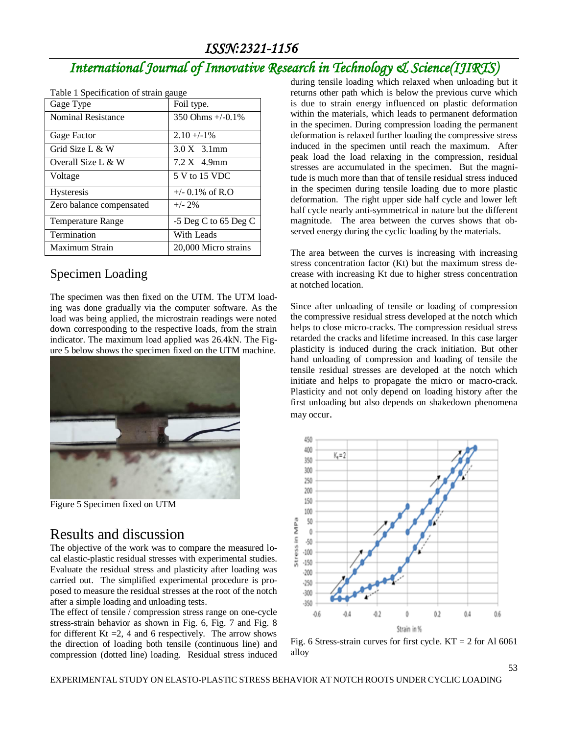Table 1 Specification of strain gauge

| Gage Type | Foil type. |
|---|---|
| Nominal Resistance | 350 Ohms +/-0.1% |
| Gage Factor | 2.10 +/-1% |
| Grid Size L & W | 3.0 X 3.1mm |
| Overall Size L & W | 7.2 X 4.9mm |
| Voltage | 5 V to 15 VDC |
| Hysteresis | +/- 0.1% of R.O |
| Zero balance compensated | +/- 2% |
| Temperature Range | -5 Deg C to 65 Deg C |
| Termination | With Leads |
| Maximum Strain | 20,000 Micro strains |

## Specimen Loading

The specimen was then fixed on the UTM. The UTM loading was done gradually via the computer software. As the load was being applied, the microstrain readings were noted down corresponding to the respective loads, from the strain indicator. The maximum load applied was 26.4kN. The Figure 5 below shows the specimen fixed on the UTM machine.

Figure 5 Specimen fixed on UTM

## Results and discussion

The objective of the work was to compare the measured local elastic-plastic residual stresses with experimental studies. Evaluate the residual stress and plasticity after loading was carried out. The simplified experimental procedure is proposed to measure the residual stresses at the root of the notch after a simple loading and unloading tests.

The effect of tensile / compression stress range on one-cycle stress-strain behavior as shown in Fig. 6, Fig. 7 and Fig. 8 for different Kt =2, 4 and 6 respectively. The arrow shows the direction of loading both tensile (continuous line) and compression (dotted line) loading. Residual stress induced during tensile loading which relaxed when unloading but it returns other path which is below the previous curve which is due to strain energy influenced on plastic deformation within the materials, which leads to permanent deformation in the specimen. During compression loading the permanent deformation is relaxed further loading the compressive stress induced in the specimen until reach the maximum. After peak load the load relaxing in the compression, residual stresses are accumulated in the specimen. But the magnitude is much more than that of tensile residual stress induced in the specimen during tensile loading due to more plastic deformation. The right upper side half cycle and lower left half cycle nearly anti-symmetrical in nature but the different magnitude. The area between the curves shows that observed energy during the cyclic loading by the materials.

The area between the curves is increasing with increasing stress concentration factor (Kt) but the maximum stress decrease with increasing Kt due to higher stress concentration at notched location.

Since after unloading of tensile or loading of compression the compressive residual stress developed at the notch which helps to close micro-cracks. The compression residual stress retarded the cracks and lifetime increased. In this case larger plasticity is induced during the crack initiation. But other hand unloading of compression and loading of tensile the tensile residual stresses are developed at the notch which initiate and helps to propagate the micro or macro-crack. Plasticity and not only depend on loading history after the first unloading but also depends on shakedown phenomena may occur.

Fig. 6 Stress-strain curves for first cycle. KT = 2 for Al 6061 alloy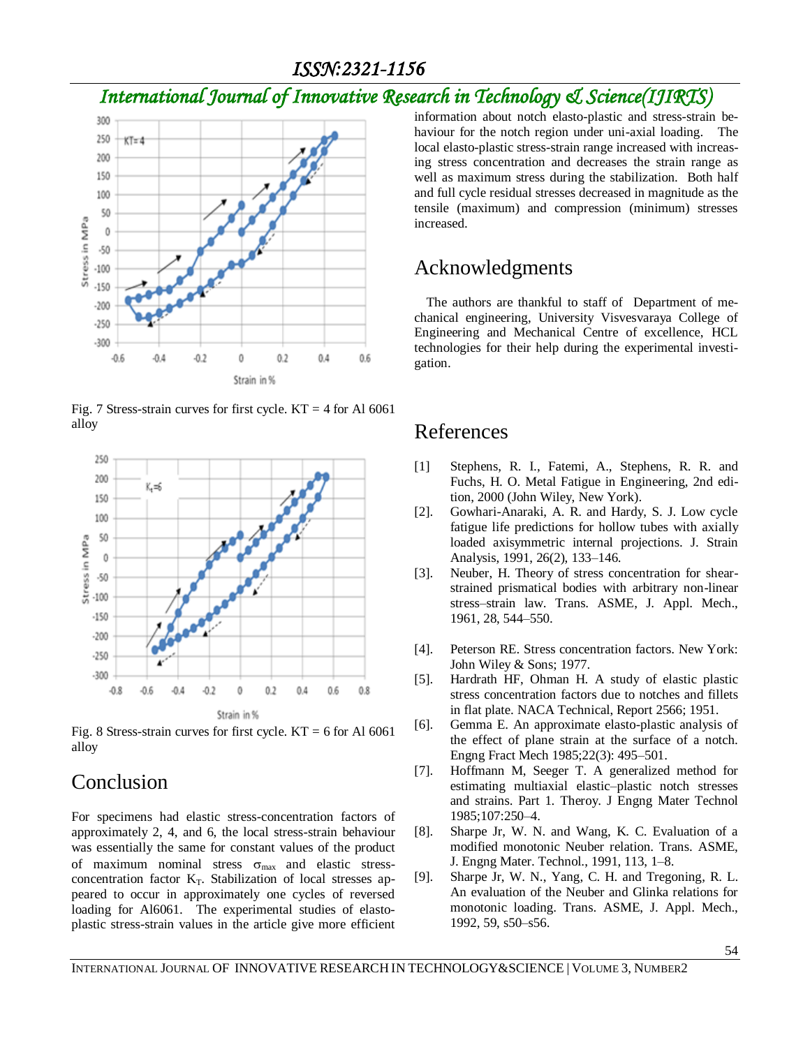Fig. 7 Stress-strain curves for first cycle. KT = 4 for Al 6061 alloy

Fig. 8 Stress-strain curves for first cycle. KT = 6 for Al 6061 alloy

## Conclusion

For specimens had elastic stress-concentration factors of approximately 2, 4, and 6, the local stress-strain behaviour was essentially the same for constant values of the product of maximum nominal stress $\sigma_{max}$ and elastic stress-concentration factor $K_T$. Stabilization of local stresses appeared to occur in approximately one cycles of reversed loading for Al6061. The experimental studies of elasto-plastic stress-strain values in the article give more efficient information about notch elasto-plastic and stress-strain behaviour for the notch region under uni-axial loading. The local elasto-plastic stress-strain range increased with increasing stress concentration and decreases the strain range as well as maximum stress during the stabilization. Both half and full cycle residual stresses decreased in magnitude as the tensile (maximum) and compression (minimum) stresses increased.

## Acknowledgments

The authors are thankful to staff of Department of mechanical engineering, University Visvesvaraya College of Engineering and Mechanical Centre of excellence, HCL technologies for their help during the experimental investigation.

## References

[1] Stephens, R. I., Fatemi, A., Stephens, R. R. and Fuchs, H. O. Metal Fatigue in Engineering, 2nd edition, 2000 (John Wiley, New York).

[2]. Gowhari-Anaraki, A. R. and Hardy, S. J. Low cycle fatigue life predictions for hollow tubes with axially loaded axisymmetric internal projections. J. Strain Analysis, 1991, 26(2), 133–146.

[3]. Neuber, H. Theory of stress concentration for shear-strained prismatical bodies with arbitrary non-linear stress–strain law. Trans. ASME, J. Appl. Mech., 1961, 28, 544–550.

[4]. Peterson RE. Stress concentration factors. New York: John Wiley & Sons; 1977.

[5]. Hardrath HF, Ohman H. A study of elastic plastic stress concentration factors due to notches and fillets in flat plate. NACA Technical, Report 2566; 1951.

[6]. Gemma E. An approximate elasto-plastic analysis of the effect of plane strain at the surface of a notch. Engng Fract Mech 1985;22(3): 495–501.

[7]. Hoffmann M, Seeger T. A generalized method for estimating multiaxial elastic–plastic notch stresses and strains. Part 1. Theroy. J Engng Mater Technol 1985;107:250–4.

[8]. Sharpe Jr, W. N. and Wang, K. C. Evaluation of a modified monotonic Neuber relation. Trans. ASME, J. Engng Mater. Technol., 1991, 113, 1–8.

[9]. Sharpe Jr, W. N., Yang, C. H. and Tregoning, R. L. An evaluation of the Neuber and Glinka relations for monotonic loading. Trans. ASME, J. Appl. Mech., 1992, 59, s50–s56.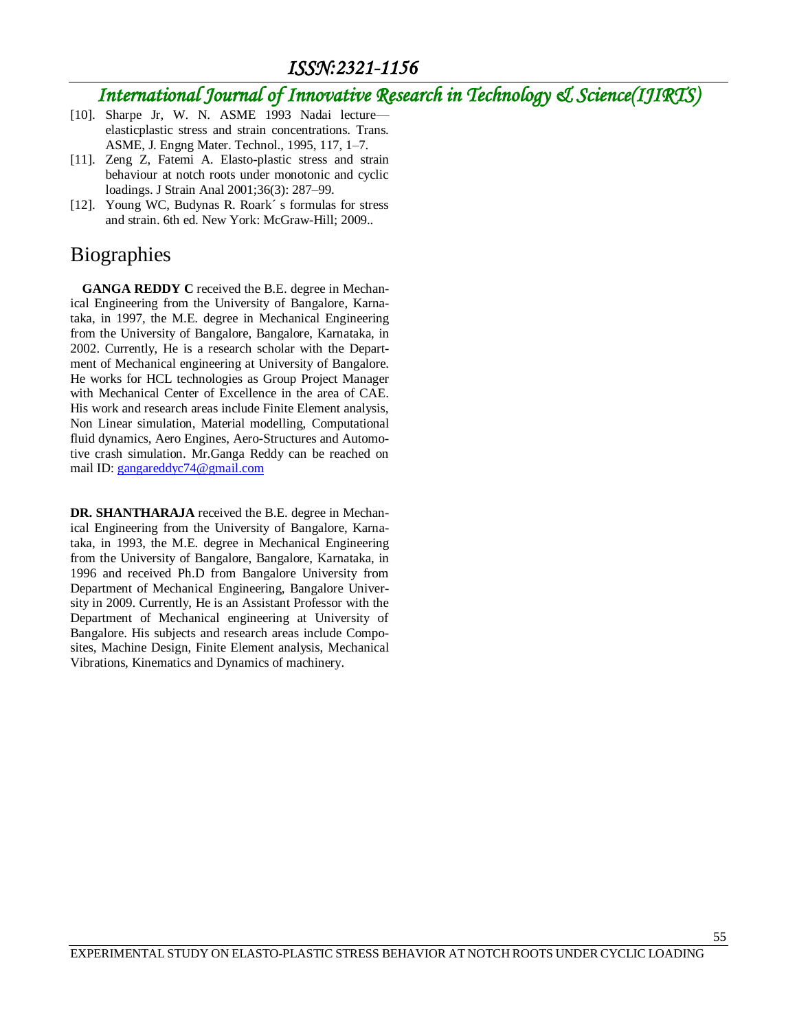[10]. Sharpe Jr, W. N. ASME 1993 Nadai lecture—elasticplastic stress and strain concentrations. Trans. ASME, J. Engng Mater. Technol., 1995, 117, 1–7.

[11]. Zeng Z, Fatemi A. Elasto-plastic stress and strain behaviour at notch roots under monotonic and cyclic loadings. J Strain Anal 2001;36(3): 287–99.

[12]. Young WC, Budynas R. Roark´ s formulas for stress and strain. 6th ed. New York: McGraw-Hill; 2009..

# Biographies

**GANGA REDDY C** received the B.E. degree in Mechanical Engineering from the University of Bangalore, Karnataka, in 1997, the M.E. degree in Mechanical Engineering from the University of Bangalore, Bangalore, Karnataka, in 2002. Currently, He is a research scholar with the Department of Mechanical engineering at University of Bangalore. He works for HCL technologies as Group Project Manager with Mechanical Center of Excellence in the area of CAE. His work and research areas include Finite Element analysis, Non Linear simulation, Material modelling, Computational fluid dynamics, Aero Engines, Aero-Structures and Automotive crash simulation. Mr.Ganga Reddy can be reached on mail ID: gangareddyc74@gmail.com

**DR. SHANTHARAJA** received the B.E. degree in Mechanical Engineering from the University of Bangalore, Karnataka, in 1993, the M.E. degree in Mechanical Engineering from the University of Bangalore, Bangalore, Karnataka, in 1996 and received Ph.D from Bangalore University from Department of Mechanical Engineering, Bangalore University in 2009. Currently, He is an Assistant Professor with the Department of Mechanical engineering at University of Bangalore. His subjects and research areas include Composites, Machine Design, Finite Element analysis, Mechanical Vibrations, Kinematics and Dynamics of machinery.